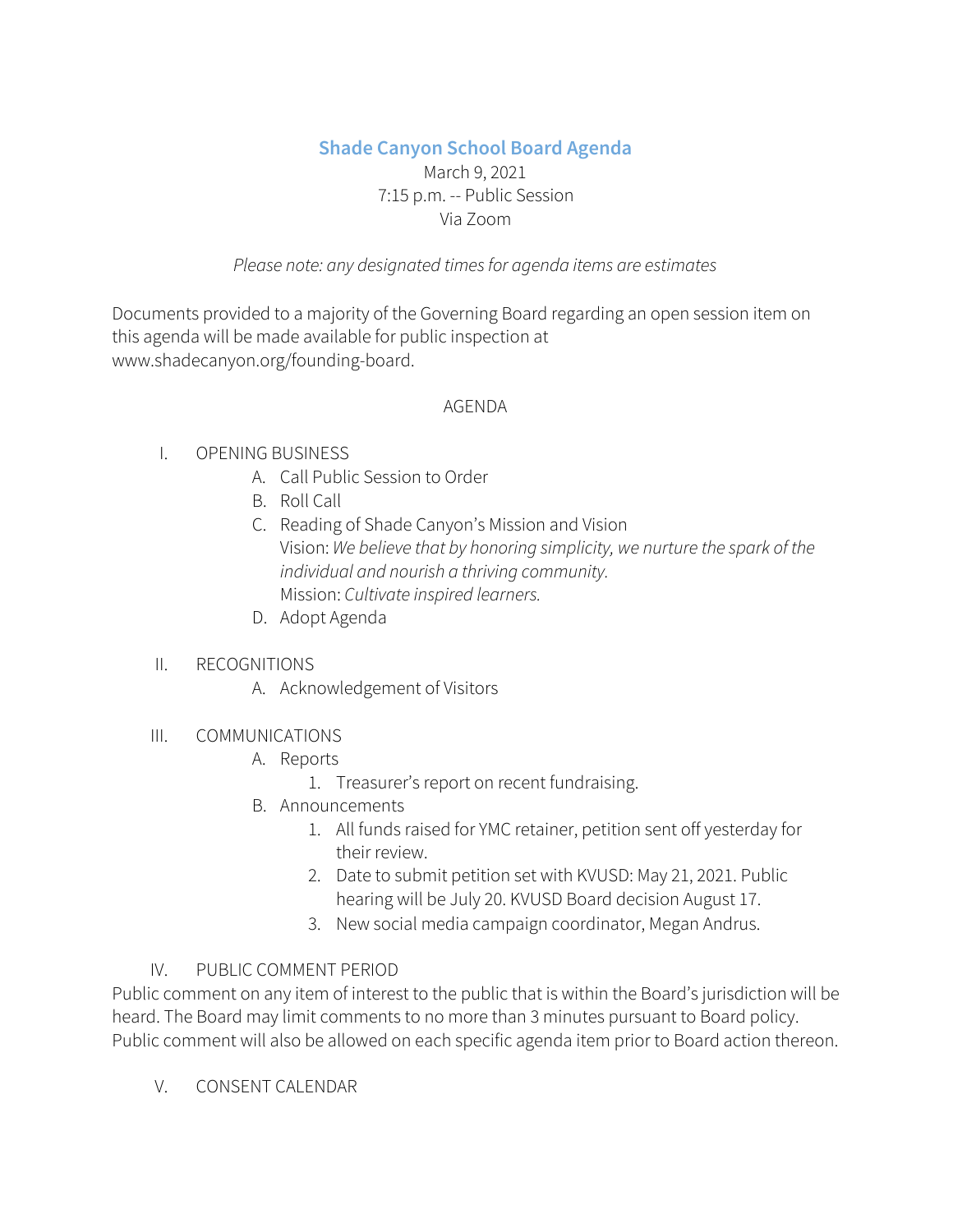# Shade Canyon School Board Agenda

March 9, 2021
7:15 p.m. -- Public Session
Via Zoom

*Please note: any designated times for agenda items are estimates*

Documents provided to a majority of the Governing Board regarding an open session item on this agenda will be made available for public inspection at www.shadecanyon.org/founding-board.

AGENDA

I. OPENING BUSINESS
   A. Call Public Session to Order
   B. Roll Call
   C. Reading of Shade Canyon's Mission and Vision
      Vision: *We believe that by honoring simplicity, we nurture the spark of the individual and nourish a thriving community.*
      Mission: *Cultivate inspired learners.*
   D. Adopt Agenda

II. RECOGNITIONS
   A. Acknowledgement of Visitors

III. COMMUNICATIONS
   A. Reports
      1. Treasurer's report on recent fundraising.
   B. Announcements
      1. All funds raised for YMC retainer, petition sent off yesterday for their review.
      2. Date to submit petition set with KVUSD: May 21, 2021. Public hearing will be July 20. KVUSD Board decision August 17.
      3. New social media campaign coordinator, Megan Andrus.

IV. PUBLIC COMMENT PERIOD

Public comment on any item of interest to the public that is within the Board's jurisdiction will be heard. The Board may limit comments to no more than 3 minutes pursuant to Board policy. Public comment will also be allowed on each specific agenda item prior to Board action thereon.

V. CONSENT CALENDAR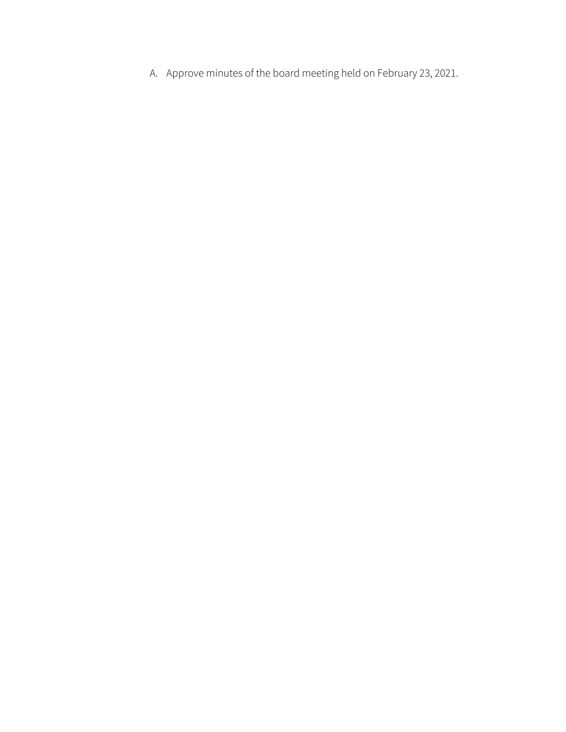A. Approve minutes of the board meeting held on February 23, 2021.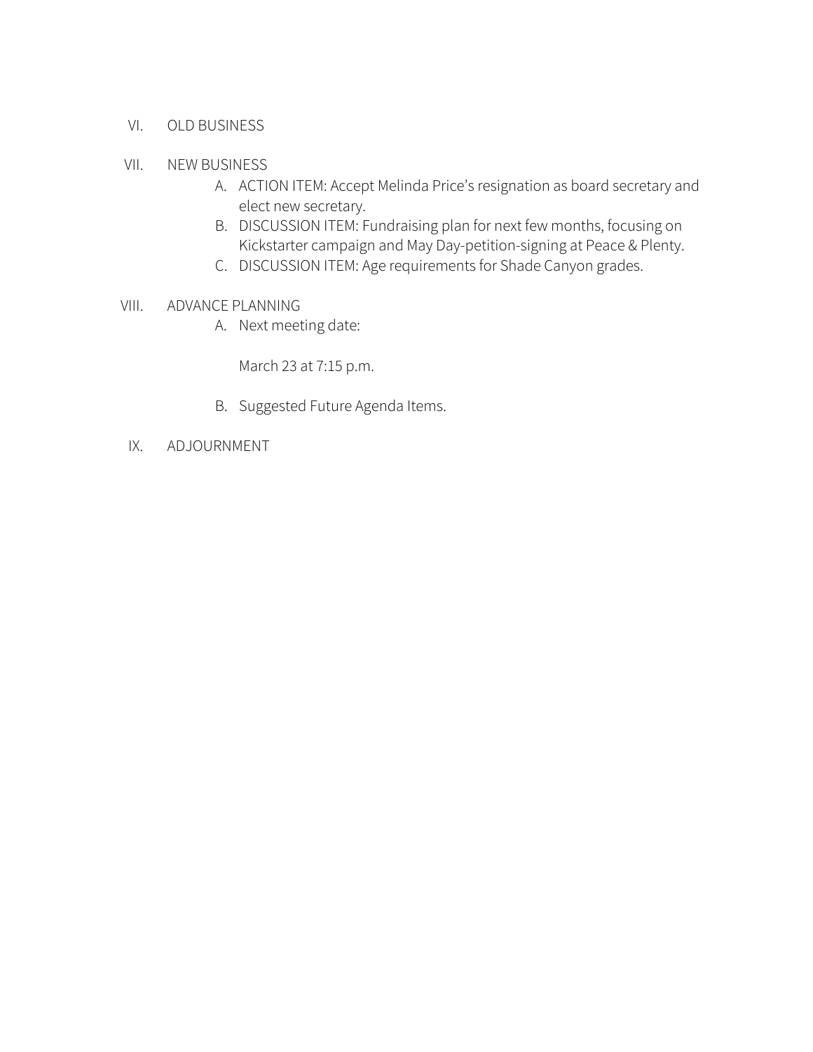VI. OLD BUSINESS

VII. NEW BUSINESS

   A. ACTION ITEM: Accept Melinda Price's resignation as board secretary and elect new secretary.
   B. DISCUSSION ITEM: Fundraising plan for next few months, focusing on Kickstarter campaign and May Day-petition-signing at Peace & Plenty.
   C. DISCUSSION ITEM: Age requirements for Shade Canyon grades.

VIII. ADVANCE PLANNING

   A. Next meeting date:

      March 23 at 7:15 p.m.

   B. Suggested Future Agenda Items.

IX. ADJOURNMENT